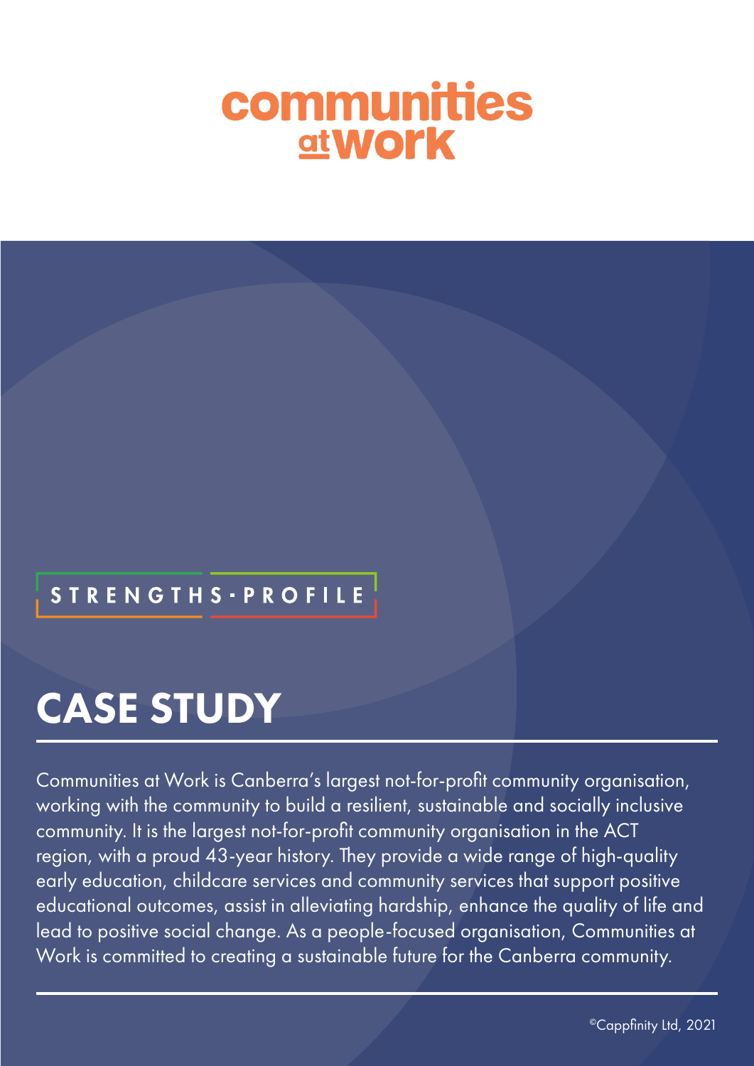# communities at work

STRENGTHS·PROFILE

## CASE STUDY

Communities at Work is Canberra's largest not-for-profit community organisation, working with the community to build a resilient, sustainable and socially inclusive community. It is the largest not-for-profit community organisation in the ACT region, with a proud 43-year history. They provide a wide range of high-quality early education, childcare services and community services that support positive educational outcomes, assist in alleviating hardship, enhance the quality of life and lead to positive social change. As a people-focused organisation, Communities at Work is committed to creating a sustainable future for the Canberra community.

©Cappfinity Ltd, 2021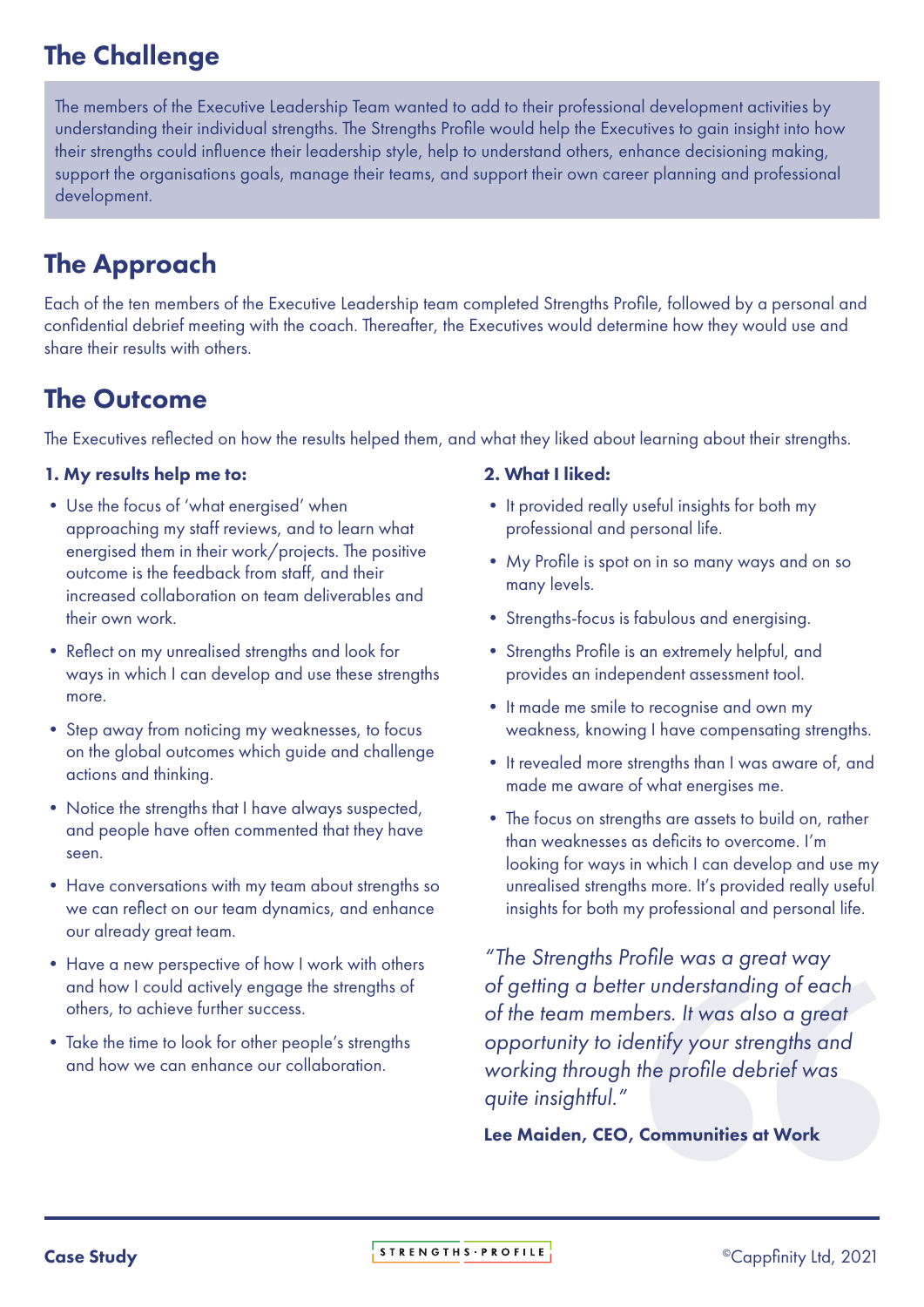## The Challenge

The members of the Executive Leadership Team wanted to add to their professional development activities by understanding their individual strengths. The Strengths Profile would help the Executives to gain insight into how their strengths could influence their leadership style, help to understand others, enhance decisioning making, support the organisations goals, manage their teams, and support their own career planning and professional development.

## The Approach

Each of the ten members of the Executive Leadership team completed Strengths Profile, followed by a personal and confidential debrief meeting with the coach. Thereafter, the Executives would determine how they would use and share their results with others.

## The Outcome

The Executives reflected on how the results helped them, and what they liked about learning about their strengths.

**1. My results help me to:**

- Use the focus of 'what energised' when approaching my staff reviews, and to learn what energised them in their work/projects. The positive outcome is the feedback from staff, and their increased collaboration on team deliverables and their own work.
- Reflect on my unrealised strengths and look for ways in which I can develop and use these strengths more.
- Step away from noticing my weaknesses, to focus on the global outcomes which guide and challenge actions and thinking.
- Notice the strengths that I have always suspected, and people have often commented that they have seen.
- Have conversations with my team about strengths so we can reflect on our team dynamics, and enhance our already great team.
- Have a new perspective of how I work with others and how I could actively engage the strengths of others, to achieve further success.
- Take the time to look for other people's strengths and how we can enhance our collaboration.

**2. What I liked:**

- It provided really useful insights for both my professional and personal life.
- My Profile is spot on in so many ways and on so many levels.
- Strengths-focus is fabulous and energising.
- Strengths Profile is an extremely helpful, and provides an independent assessment tool.
- It made me smile to recognise and own my weakness, knowing I have compensating strengths.
- It revealed more strengths than I was aware of, and made me aware of what energises me.
- The focus on strengths are assets to build on, rather than weaknesses as deficits to overcome. I'm looking for ways in which I can develop and use my unrealised strengths more. It's provided really useful insights for both my professional and personal life.

*"The Strengths Profile was a great way of getting a better understanding of each of the team members. It was also a great opportunity to identify your strengths and working through the profile debrief was quite insightful."*

**Lee Maiden, CEO, Communities at Work**